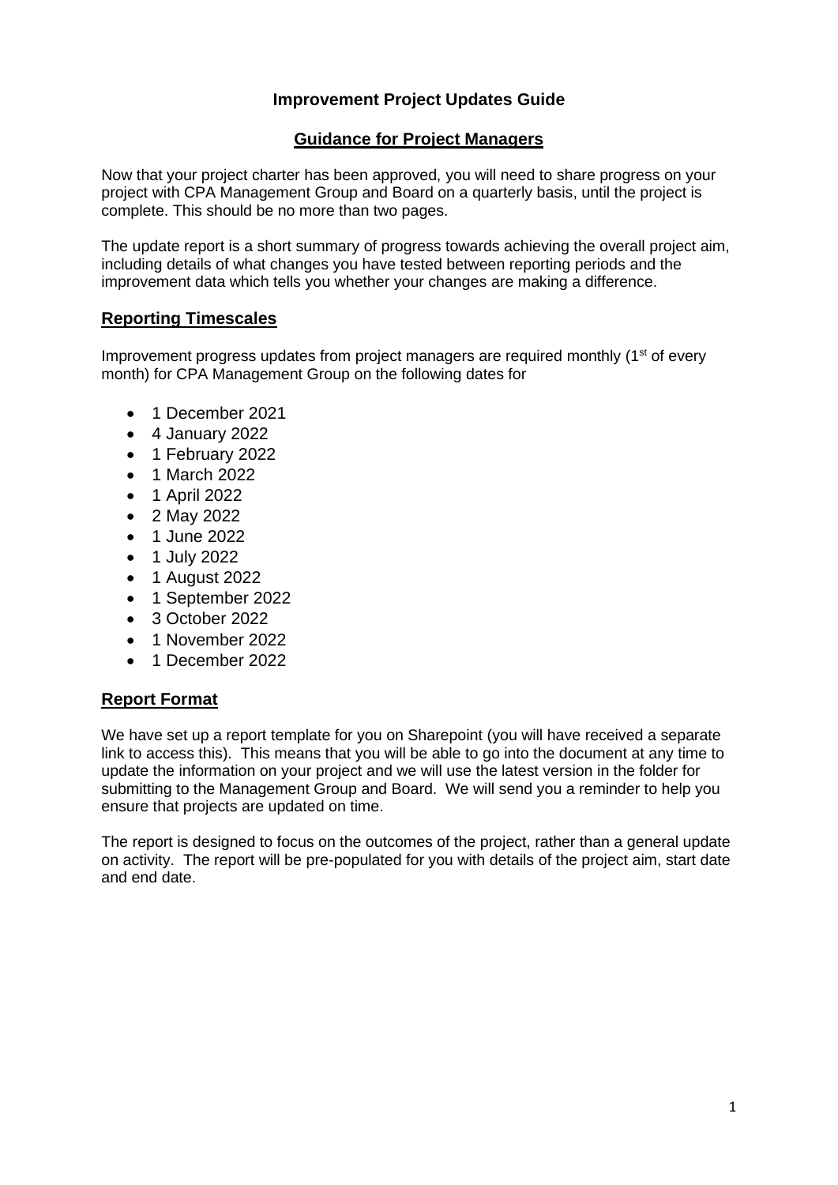# Improvement Project Updates Guide

## Guidance for Project Managers

Now that your project charter has been approved, you will need to share progress on your project with CPA Management Group and Board on a quarterly basis, until the project is complete. This should be no more than two pages.

The update report is a short summary of progress towards achieving the overall project aim, including details of what changes you have tested between reporting periods and the improvement data which tells you whether your changes are making a difference.

## Reporting Timescales

Improvement progress updates from project managers are required monthly (1st of every month) for CPA Management Group on the following dates for

- 1 December 2021
- 4 January 2022
- 1 February 2022
- 1 March 2022
- 1 April 2022
- 2 May 2022
- 1 June 2022
- 1 July 2022
- 1 August 2022
- 1 September 2022
- 3 October 2022
- 1 November 2022
- 1 December 2022

## Report Format

We have set up a report template for you on Sharepoint (you will have received a separate link to access this). This means that you will be able to go into the document at any time to update the information on your project and we will use the latest version in the folder for submitting to the Management Group and Board. We will send you a reminder to help you ensure that projects are updated on time.

The report is designed to focus on the outcomes of the project, rather than a general update on activity. The report will be pre-populated for you with details of the project aim, start date and end date.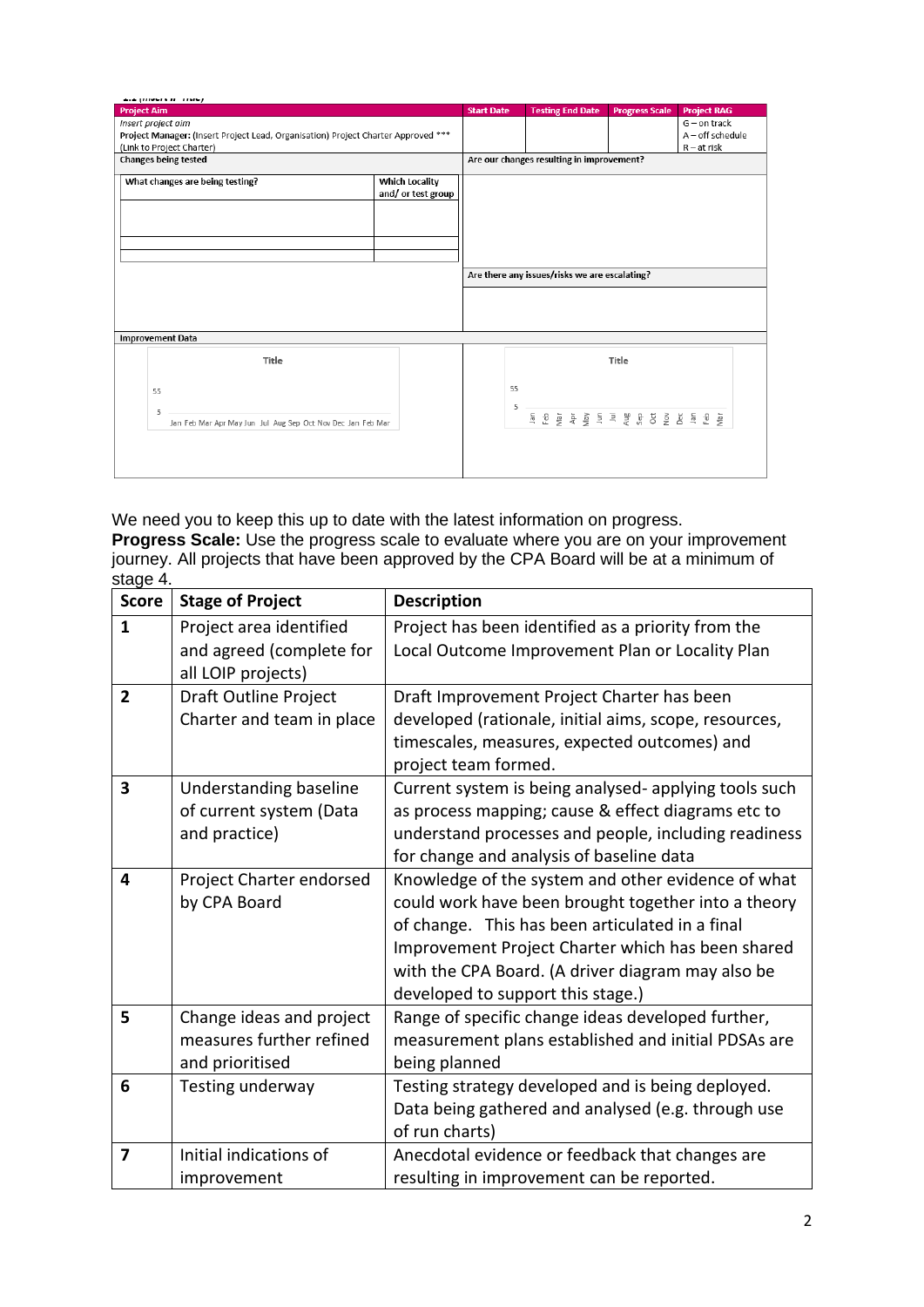1.1 (Insert # Title)

| Project Aim | | Start Date | Testing End Date | Progress Scale | Project RAG |
| --- | --- | --- | --- | --- | --- |
| *Insert project aim* **Project Manager:** (Insert Project Lead, Organisation) Project Charter Approved *** (Link to Project Charter) | | | | | G – on track A – off schedule R – at risk |
| **Changes being tested** | | **Are our changes resulting in improvement?** | | | |
| **What changes are being testing?** | **Which Locality and/ or test group** | | | | |
| | | | | | |
| | | | | | |
| | | | | | |
| | | **Are there any issues/risks we are escalating?** | | | |
| | | | | | |
| **Improvement Data** | | | | | |
| Title 55 5 Jan Feb Mar Apr May Jun Jul Aug Sep Oct Nov Dec Jan Feb Mar | | Title 55 5 Jan Feb Mar Apr May Jun Jul Aug Sep Oct Nov Dec Jan Feb Mar | | | |

We need you to keep this up to date with the latest information on progress.

**Progress Scale:** Use the progress scale to evaluate where you are on your improvement journey. All projects that have been approved by the CPA Board will be at a minimum of stage 4.

| Score | Stage of Project | Description |
| --- | --- | --- |
| **1** | Project area identified and agreed (complete for all LOIP projects) | Project has been identified as a priority from the Local Outcome Improvement Plan or Locality Plan |
| **2** | Draft Outline Project Charter and team in place | Draft Improvement Project Charter has been developed (rationale, initial aims, scope, resources, timescales, measures, expected outcomes) and project team formed. |
| **3** | Understanding baseline of current system (Data and practice) | Current system is being analysed- applying tools such as process mapping; cause & effect diagrams etc to understand processes and people, including readiness for change and analysis of baseline data |
| **4** | Project Charter endorsed by CPA Board | Knowledge of the system and other evidence of what could work have been brought together into a theory of change. This has been articulated in a final Improvement Project Charter which has been shared with the CPA Board. (A driver diagram may also be developed to support this stage.) |
| **5** | Change ideas and project measures further refined and prioritised | Range of specific change ideas developed further, measurement plans established and initial PDSAs are being planned |
| **6** | Testing underway | Testing strategy developed and is being deployed. Data being gathered and analysed (e.g. through use of run charts) |
| **7** | Initial indications of improvement | Anecdotal evidence or feedback that changes are resulting in improvement can be reported. |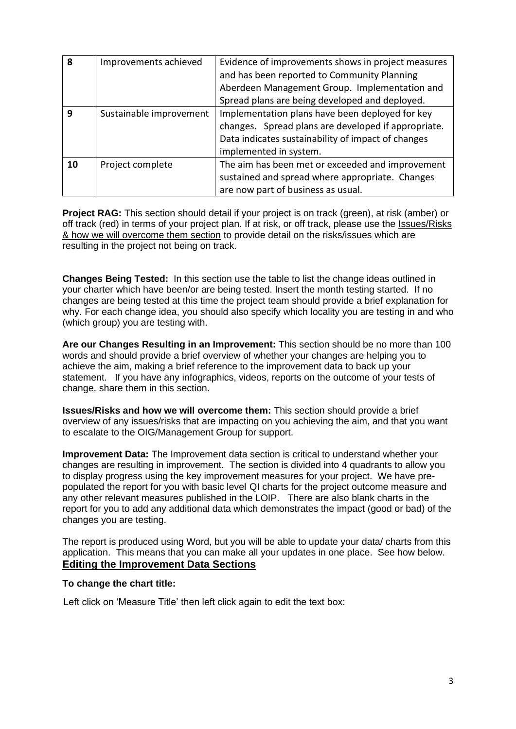| 8 | Improvements achieved | Evidence of improvements shows in project measures and has been reported to Community Planning Aberdeen Management Group. Implementation and Spread plans are being developed and deployed. |
|---|---|---|
| 9 | Sustainable improvement | Implementation plans have been deployed for key changes. Spread plans are developed if appropriate. Data indicates sustainability of impact of changes implemented in system. |
| 10 | Project complete | The aim has been met or exceeded and improvement sustained and spread where appropriate. Changes are now part of business as usual. |

**Project RAG:** This section should detail if your project is on track (green), at risk (amber) or off track (red) in terms of your project plan. If at risk, or off track, please use the Issues/Risks & how we will overcome them section to provide detail on the risks/issues which are resulting in the project not being on track.

**Changes Being Tested:** In this section use the table to list the change ideas outlined in your charter which have been/or are being tested. Insert the month testing started. If no changes are being tested at this time the project team should provide a brief explanation for why. For each change idea, you should also specify which locality you are testing in and who (which group) you are testing with.

**Are our Changes Resulting in an Improvement:** This section should be no more than 100 words and should provide a brief overview of whether your changes are helping you to achieve the aim, making a brief reference to the improvement data to back up your statement. If you have any infographics, videos, reports on the outcome of your tests of change, share them in this section.

**Issues/Risks and how we will overcome them:** This section should provide a brief overview of any issues/risks that are impacting on you achieving the aim, and that you want to escalate to the OIG/Management Group for support.

**Improvement Data:** The Improvement data section is critical to understand whether your changes are resulting in improvement. The section is divided into 4 quadrants to allow you to display progress using the key improvement measures for your project. We have pre-populated the report for you with basic level QI charts for the project outcome measure and any other relevant measures published in the LOIP. There are also blank charts in the report for you to add any additional data which demonstrates the impact (good or bad) of the changes you are testing.

The report is produced using Word, but you will be able to update your data/ charts from this application. This means that you can make all your updates in one place. See how below.

## Editing the Improvement Data Sections

**To change the chart title:**

Left click on 'Measure Title' then left click again to edit the text box: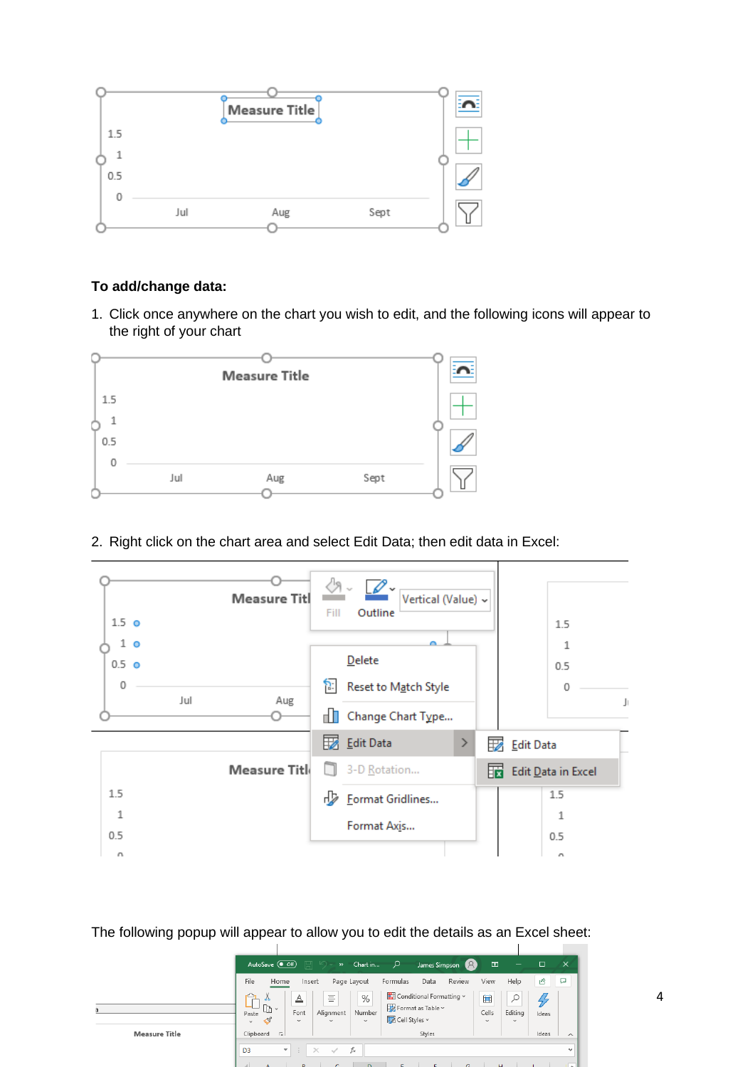**To add/change data:**

1. Click once anywhere on the chart you wish to edit, and the following icons will appear to the right of your chart

2. Right click on the chart area and select Edit Data; then edit data in Excel:

The following popup will appear to allow you to edit the details as an Excel sheet: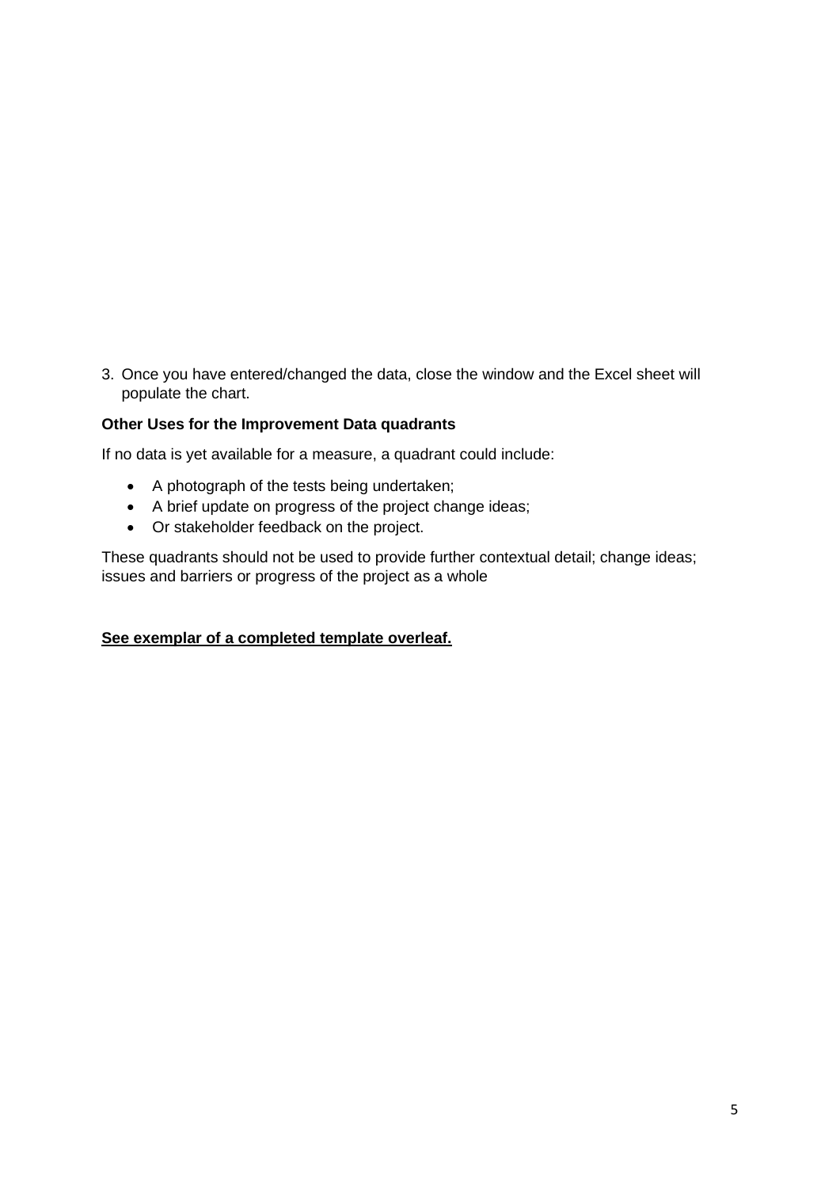3. Once you have entered/changed the data, close the window and the Excel sheet will populate the chart.

**Other Uses for the Improvement Data quadrants**

If no data is yet available for a measure, a quadrant could include:

- A photograph of the tests being undertaken;
- A brief update on progress of the project change ideas;
- Or stakeholder feedback on the project.

These quadrants should not be used to provide further contextual detail; change ideas; issues and barriers or progress of the project as a whole

**See exemplar of a completed template overleaf.**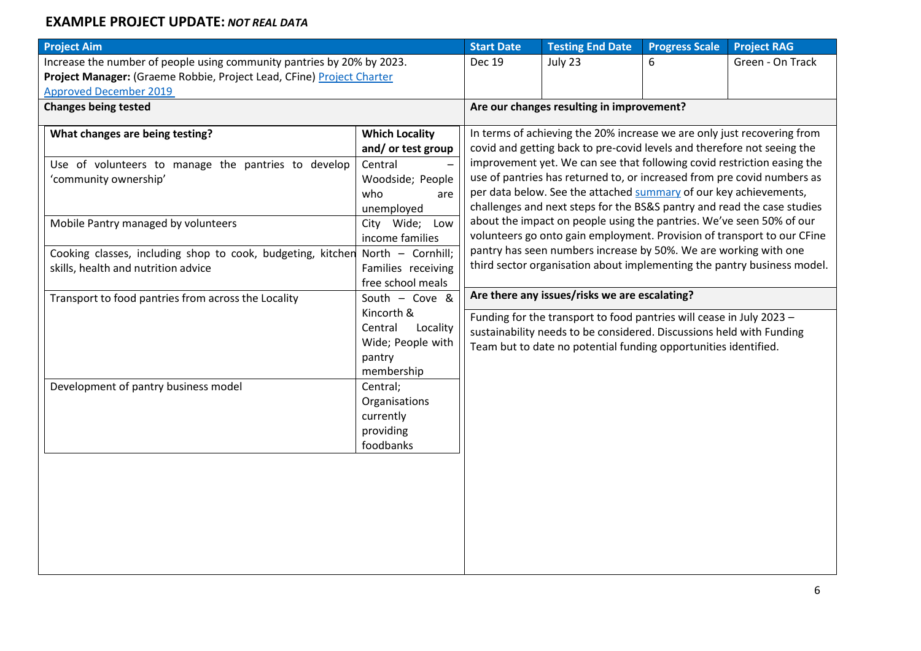## EXAMPLE PROJECT UPDATE: *NOT REAL DATA*

| Project Aim | Start Date | Testing End Date | Progress Scale | Project RAG |
|---|---|---|---|---|
| Increase the number of people using community pantries by 20% by 2023. **Project Manager:** (Graeme Robbie, Project Lead, CFine) Project Charter Approved December 2019 | Dec 19 | July 23 | 6 | Green - On Track |

### Changes being tested

| What changes are being testing? | Which Locality and/ or test group |
|---|---|
| Use of volunteers to manage the pantries to develop 'community ownership' | Central – Woodside; People who are unemployed |
| Mobile Pantry managed by volunteers | City Wide; Low income families |
| Cooking classes, including shop to cook, budgeting, kitchen skills, health and nutrition advice | North – Cornhill; Families receiving free school meals |
| Transport to food pantries from across the Locality | South – Cove & Kincorth & Central Locality Wide; People with pantry membership |
| Development of pantry business model | Central; Organisations currently providing foodbanks |

### Are our changes resulting in improvement?

In terms of achieving the 20% increase we are only just recovering from covid and getting back to pre-covid levels and therefore not seeing the improvement yet. We can see that following covid restriction easing the use of pantries has returned to, or increased from pre covid numbers as per data below. See the attached summary of our key achievements, challenges and next steps for the BS&S pantry and read the case studies about the impact on people using the pantries. We've seen 50% of our volunteers go onto gain employment. Provision of transport to our CFine pantry has seen numbers increase by 50%. We are working with one third sector organisation about implementing the pantry business model.

### Are there any issues/risks we are escalating?

Funding for the transport to food pantries will cease in July 2023 – sustainability needs to be considered. Discussions held with Funding Team but to date no potential funding opportunities identified.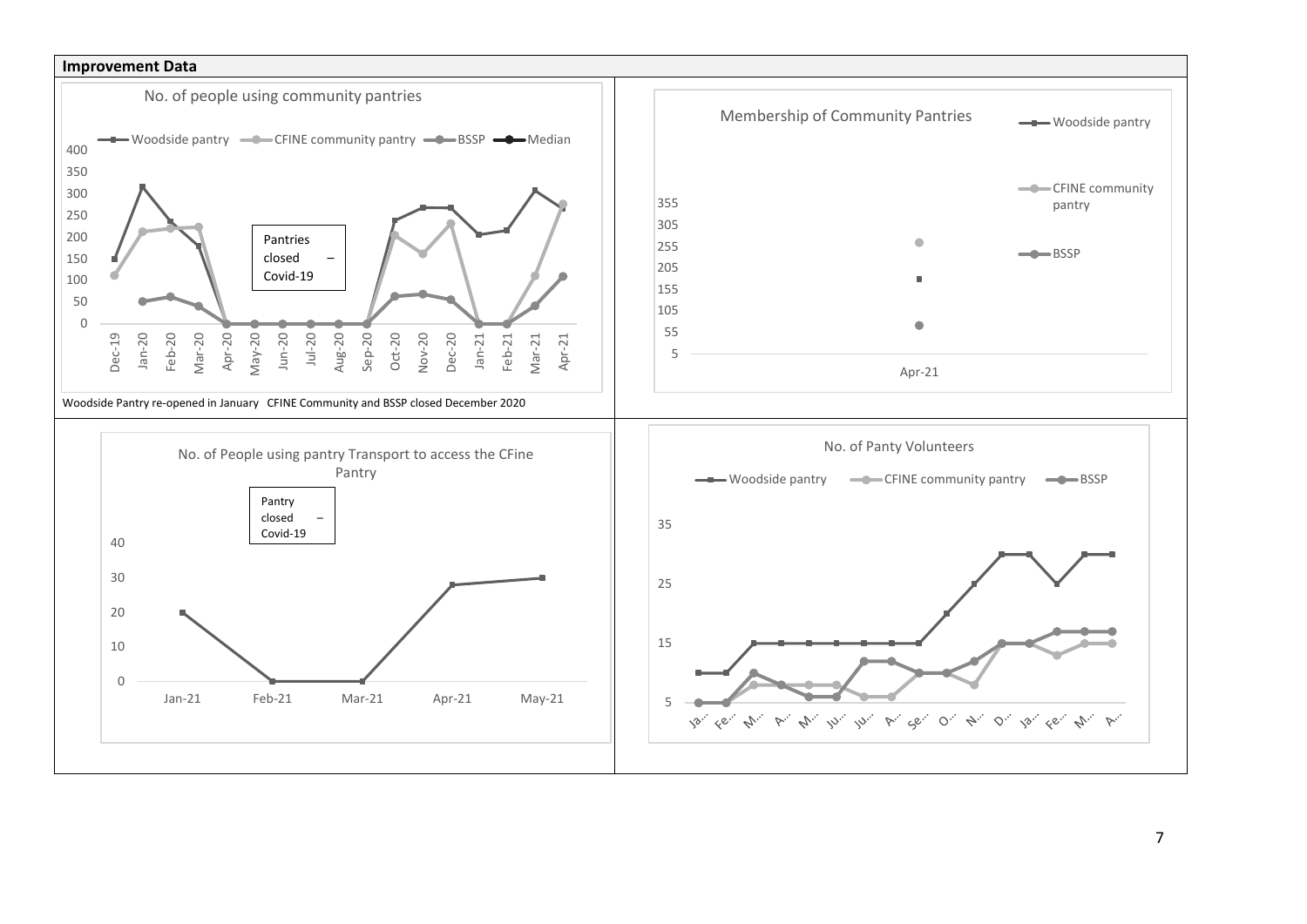**Improvement Data**

No. of people using community pantries

Woodside pantry, CFINE community pantry, BSSP, Median

400
350
300
250
200
150
100
50
0

Dec-19, Jan-20, Feb-20, Mar-20, Apr-20, May-20, Jun-20, Jul-20, Aug-20, Sep-20, Oct-20, Nov-20, Dec-20, Jan-21, Feb-21, Mar-21, Apr-21

Pantries closed – Covid-19

Woodside Pantry re-opened in January CFINE Community and BSSP closed December 2020

Membership of Community Pantries

Woodside pantry, CFINE community pantry, BSSP

355
305
255
205
155
105
55
5

Apr-21

No. of People using pantry Transport to access the CFine Pantry

Pantry closed – Covid-19

40
30
20
10
0

Jan-21, Feb-21, Mar-21, Apr-21, May-21

No. of Panty Volunteers

Woodside pantry, CFINE community pantry, BSSP

35
25
15
5

Ja…, Fe…, M…, A…, M…, Ju…, Ju…, A…, Se…, O…, N…, D…, Ja…, Fe…, M…, A…